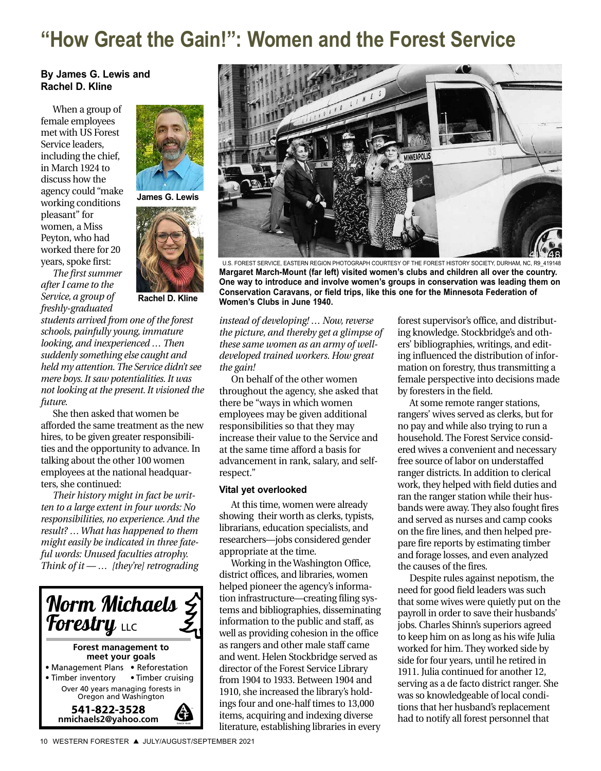# "How Great the Gain!": Women and the Forest Service

**By James G. Lewis and Rachel D. Kline**

James G. Lewis

Rachel D. Kline

When a group of female employees met with US Forest Service leaders, including the chief, in March 1924 to discuss how the agency could "make working conditions pleasant" for women, a Miss Peyton, who had worked there for 20 years, spoke first:

*The first summer after I came to the Service, a group of freshly-graduated students arrived from one of the forest schools, painfully young, immature looking, and inexperienced … Then suddenly something else caught and held my attention. The Service didn't see mere boys. It saw potentialities. It was not looking at the present. It visioned the future.*

She then asked that women be afforded the same treatment as the new hires, to be given greater responsibilities and the opportunity to advance. In talking about the other 100 women employees at the national headquarters, she continued:

*Their history might in fact be written to a large extent in four words: No responsibilities, no experience. And the result? … What has happened to them might easily be indicated in three fateful words: Unused faculties atrophy. Think of it — … [they're] retrograding instead of developing! … Now, reverse the picture, and thereby get a glimpse of these same women as an army of well-developed trained workers. How great the gain!*

On behalf of the other women throughout the agency, she asked that there be "ways in which women employees may be given additional responsibilities so that they may increase their value to the Service and at the same time afford a basis for advancement in rank, salary, and self-respect."

U.S. FOREST SERVICE, EASTERN REGION PHOTOGRAPH COURTESY OF THE FOREST HISTORY SOCIETY, DURHAM, NC, R9_419148

**Margaret March-Mount (far left) visited women's clubs and children all over the country. One way to introduce and involve women's groups in conservation was leading them on Conservation Caravans, or field trips, like this one for the Minnesota Federation of Women's Clubs in June 1940.**

### Vital yet overlooked

At this time, women were already showing their worth as clerks, typists, librarians, education specialists, and researchers—jobs considered gender appropriate at the time.

Working in the Washington Office, district offices, and libraries, women helped pioneer the agency's information infrastructure—creating filing systems and bibliographies, disseminating information to the public and staff, as well as providing cohesion in the office as rangers and other male staff came and went. Helen Stockbridge served as director of the Forest Service Library from 1904 to 1933. Between 1904 and 1910, she increased the library's holdings four and one-half times to 13,000 items, acquiring and indexing diverse literature, establishing libraries in every forest supervisor's office, and distributing knowledge. Stockbridge's and others' bibliographies, writings, and editing influenced the distribution of information on forestry, thus transmitting a female perspective into decisions made by foresters in the field.

At some remote ranger stations, rangers' wives served as clerks, but for no pay and while also trying to run a household. The Forest Service considered wives a convenient and necessary free source of labor on understaffed ranger districts. In addition to clerical work, they helped with field duties and ran the ranger station while their husbands were away. They also fought fires and served as nurses and camp cooks on the fire lines, and then helped prepare fire reports by estimating timber and forage losses, and even analyzed the causes of the fires.

Despite rules against nepotism, the need for good field leaders was such that some wives were quietly put on the payroll in order to save their husbands' jobs. Charles Shinn's superiors agreed to keep him on as long as his wife Julia worked for him. They worked side by side for four years, until he retired in 1911. Julia continued for another 12, serving as a de facto district ranger. She was so knowledgeable of local conditions that her husband's replacement had to notify all forest personnel that

**Norm Michaels Forestry** LLC

**Forest management to meet your goals**

- Management Plans
- Reforestation
- Timber inventory
- Timber cruising

Over 40 years managing forests in Oregon and Washington

**541-822-3528**
**nmichaels2@yahoo.com**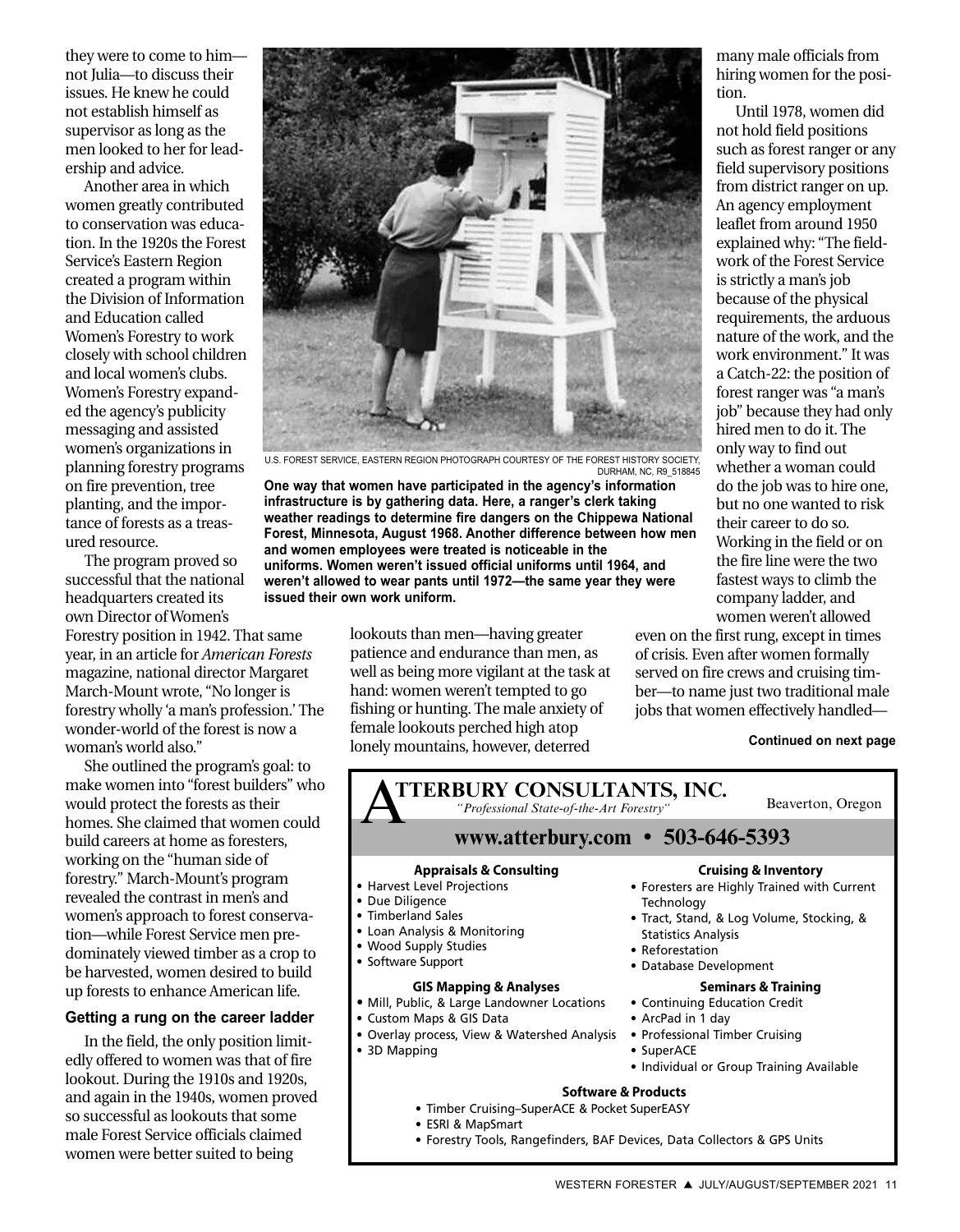they were to come to him—not Julia—to discuss their issues. He knew he could not establish himself as supervisor as long as the men looked to her for leadership and advice.

Another area in which women greatly contributed to conservation was education. In the 1920s the Forest Service's Eastern Region created a program within the Division of Information and Education called Women's Forestry to work closely with school children and local women's clubs. Women's Forestry expanded the agency's publicity messaging and assisted women's organizations in planning forestry programs on fire prevention, tree planting, and the importance of forests as a treasured resource.

The program proved so successful that the national headquarters created its own Director of Women's Forestry position in 1942. That same year, in an article for *American Forests* magazine, national director Margaret March-Mount wrote, "No longer is forestry wholly 'a man's profession.' The wonder-world of the forest is now a woman's world also."

She outlined the program's goal: to make women into "forest builders" who would protect the forests as their homes. She claimed that women could build careers at home as foresters, working on the "human side of forestry." March-Mount's program revealed the contrast in men's and women's approach to forest conservation—while Forest Service men predominately viewed timber as a crop to be harvested, women desired to build up forests to enhance American life.

U.S. FOREST SERVICE, EASTERN REGION PHOTOGRAPH COURTESY OF THE FOREST HISTORY SOCIETY, DURHAM, NC, R9_518845

**One way that women have participated in the agency's information infrastructure is by gathering data. Here, a ranger's clerk taking weather readings to determine fire dangers on the Chippewa National Forest, Minnesota, August 1968. Another difference between how men and women employees were treated is noticeable in the uniforms. Women weren't issued official uniforms until 1964, and weren't allowed to wear pants until 1972—the same year they were issued their own work uniform.**

### Getting a rung on the career ladder

In the field, the only position limitedly offered to women was that of fire lookout. During the 1910s and 1920s, and again in the 1940s, women proved so successful as lookouts that some male Forest Service officials claimed women were better suited to being lookouts than men—having greater patience and endurance than men, as well as being more vigilant at the task at hand: women weren't tempted to go fishing or hunting. The male anxiety of female lookouts perched high atop lonely mountains, however, deterred many male officials from hiring women for the position.

Until 1978, women did not hold field positions such as forest ranger or any field supervisory positions from district ranger on up. An agency employment leaflet from around 1950 explained why: "The fieldwork of the Forest Service is strictly a man's job because of the physical requirements, the arduous nature of the work, and the work environment." It was a Catch-22: the position of forest ranger was "a man's job" because they had only hired men to do it. The only way to find out whether a woman could do the job was to hire one, but no one wanted to risk their career to do so. Working in the field or on the fire line were the two fastest ways to climb the company ladder, and women weren't allowed even on the first rung, except in times of crisis. Even after women formally served on fire crews and cruising timber—to name just two traditional male jobs that women effectively handled—

**Continued on next page**

---

**ATTERBURY CONSULTANTS, INC.**
*"Professional State-of-the-Art Forestry"*
Beaverton, Oregon

**www.atterbury.com • 503-646-5393**

**Appraisals & Consulting**
- Harvest Level Projections
- Due Diligence
- Timberland Sales
- Loan Analysis & Monitoring
- Wood Supply Studies
- Software Support

**GIS Mapping & Analyses**
- Mill, Public, & Large Landowner Locations
- Custom Maps & GIS Data
- Overlay process, View & Watershed Analysis
- 3D Mapping

**Cruising & Inventory**
- Foresters are Highly Trained with Current Technology
- Tract, Stand, & Log Volume, Stocking, & Statistics Analysis
- Reforestation
- Database Development

**Seminars & Training**
- Continuing Education Credit
- ArcPad in 1 day
- Professional Timber Cruising
- SuperACE
- Individual or Group Training Available

**Software & Products**
- Timber Cruising–SuperACE & Pocket SuperEASY
- ESRI & MapSmart
- Forestry Tools, Rangefinders, BAF Devices, Data Collectors & GPS Units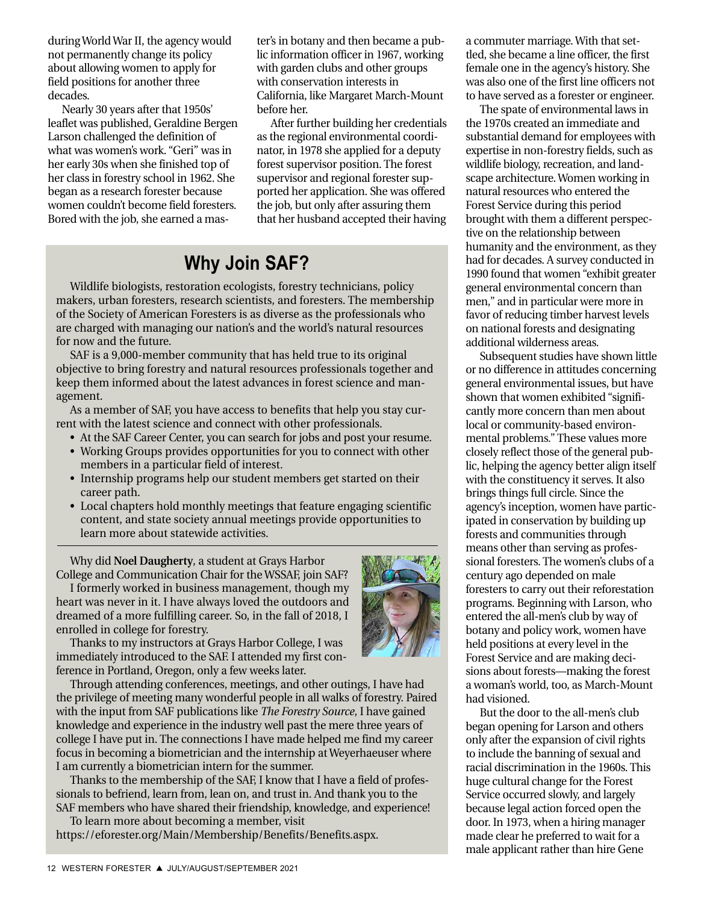during World War II, the agency would not permanently change its policy about allowing women to apply for field positions for another three decades.

Nearly 30 years after that 1950s' leaflet was published, Geraldine Bergen Larson challenged the definition of what was women's work. "Geri" was in her early 30s when she finished top of her class in forestry school in 1962. She began as a research forester because women couldn't become field foresters. Bored with the job, she earned a master's in botany and then became a public information officer in 1967, working with garden clubs and other groups with conservation interests in California, like Margaret March-Mount before her.

After further building her credentials as the regional environmental coordinator, in 1978 she applied for a deputy forest supervisor position. The forest supervisor and regional forester supported her application. She was offered the job, but only after assuring them that her husband accepted their having a commuter marriage. With that settled, she became a line officer, the first female one in the agency's history. She was also one of the first line officers not to have served as a forester or engineer.

The spate of environmental laws in the 1970s created an immediate and substantial demand for employees with expertise in non-forestry fields, such as wildlife biology, recreation, and landscape architecture. Women working in natural resources who entered the Forest Service during this period brought with them a different perspective on the relationship between humanity and the environment, as they had for decades. A survey conducted in 1990 found that women "exhibit greater general environmental concern than men," and in particular were more in favor of reducing timber harvest levels on national forests and designating additional wilderness areas.

Subsequent studies have shown little or no difference in attitudes concerning general environmental issues, but have shown that women exhibited "significantly more concern than men about local or community-based environmental problems." These values more closely reflect those of the general public, helping the agency better align itself with the constituency it serves. It also brings things full circle. Since the agency's inception, women have participated in conservation by building up forests and communities through means other than serving as professional foresters. The women's clubs of a century ago depended on male foresters to carry out their reforestation programs. Beginning with Larson, who entered the all-men's club by way of botany and policy work, women have held positions at every level in the Forest Service and are making decisions about forests—making the forest a woman's world, too, as March-Mount had visioned.

But the door to the all-men's club began opening for Larson and others only after the expansion of civil rights to include the banning of sexual and racial discrimination in the 1960s. This huge cultural change for the Forest Service occurred slowly, and largely because legal action forced open the door. In 1973, when a hiring manager made clear he preferred to wait for a male applicant rather than hire Gene

## Why Join SAF?

Wildlife biologists, restoration ecologists, forestry technicians, policy makers, urban foresters, research scientists, and foresters. The membership of the Society of American Foresters is as diverse as the professionals who are charged with managing our nation's and the world's natural resources for now and the future.

SAF is a 9,000-member community that has held true to its original objective to bring forestry and natural resources professionals together and keep them informed about the latest advances in forest science and management.

As a member of SAF, you have access to benefits that help you stay current with the latest science and connect with other professionals.

- At the SAF Career Center, you can search for jobs and post your resume.
- Working Groups provides opportunities for you to connect with other members in a particular field of interest.
- Internship programs help our student members get started on their career path.
- Local chapters hold monthly meetings that feature engaging scientific content, and state society annual meetings provide opportunities to learn more about statewide activities.

---

Why did **Noel Daugherty**, a student at Grays Harbor College and Communication Chair for the WSSAF, join SAF?

I formerly worked in business management, though my heart was never in it. I have always loved the outdoors and dreamed of a more fulfilling career. So, in the fall of 2018, I enrolled in college for forestry.

Thanks to my instructors at Grays Harbor College, I was immediately introduced to the SAF. I attended my first conference in Portland, Oregon, only a few weeks later.

Through attending conferences, meetings, and other outings, I have had the privilege of meeting many wonderful people in all walks of forestry. Paired with the input from SAF publications like *The Forestry Source*, I have gained knowledge and experience in the industry well past the mere three years of college I have put in. The connections I have made helped me find my career focus in becoming a biometrician and the internship at Weyerhaeuser where I am currently a biometrician intern for the summer.

Thanks to the membership of the SAF, I know that I have a field of professionals to befriend, learn from, lean on, and trust in. And thank you to the SAF members who have shared their friendship, knowledge, and experience!

To learn more about becoming a member, visit https://eforester.org/Main/Membership/Benefits/Benefits.aspx.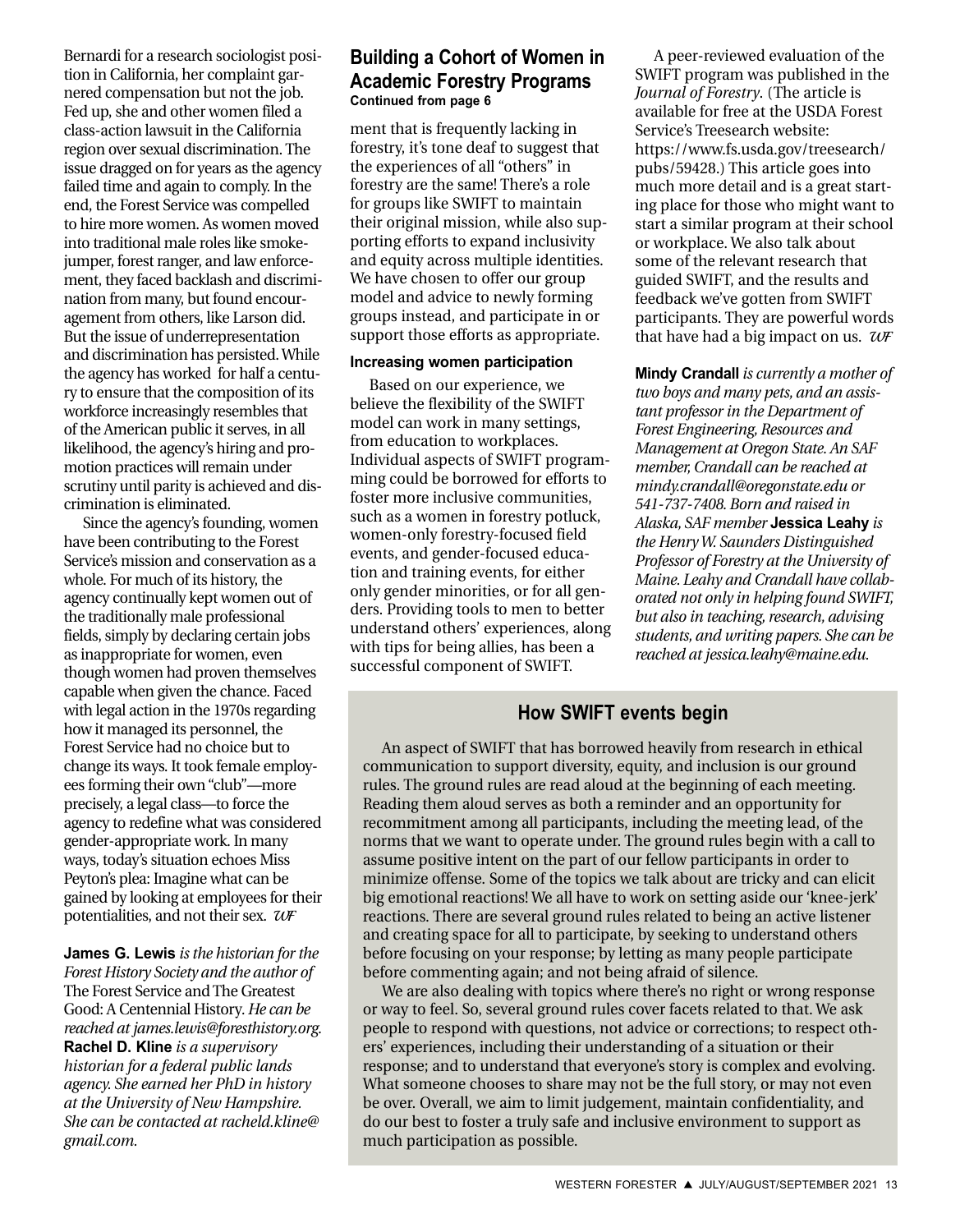Bernardi for a research sociologist position in California, her complaint garnered compensation but not the job. Fed up, she and other women filed a class-action lawsuit in the California region over sexual discrimination. The issue dragged on for years as the agency failed time and again to comply. In the end, the Forest Service was compelled to hire more women. As women moved into traditional male roles like smokejumper, forest ranger, and law enforcement, they faced backlash and discrimination from many, but found encouragement from others, like Larson did. But the issue of underrepresentation and discrimination has persisted. While the agency has worked for half a century to ensure that the composition of its workforce increasingly resembles that of the American public it serves, in all likelihood, the agency's hiring and promotion practices will remain under scrutiny until parity is achieved and discrimination is eliminated.

Since the agency's founding, women have been contributing to the Forest Service's mission and conservation as a whole. For much of its history, the agency continually kept women out of the traditionally male professional fields, simply by declaring certain jobs as inappropriate for women, even though women had proven themselves capable when given the chance. Faced with legal action in the 1970s regarding how it managed its personnel, the Forest Service had no choice but to change its ways. It took female employees forming their own "club"—more precisely, a legal class—to force the agency to redefine what was considered gender-appropriate work. In many ways, today's situation echoes Miss Peyton's plea: Imagine what can be gained by looking at employees for their potentialities, and not their sex. *WF*

**James G. Lewis** *is the historian for the Forest History Society and the author of* The Forest Service and The Greatest Good: A Centennial History. *He can be reached at james.lewis@foresthistory.org.* **Rachel D. Kline** *is a supervisory historian for a federal public lands agency. She earned her PhD in history at the University of New Hampshire. She can be contacted at racheld.kline@gmail.com.*

## Building a Cohort of Women in Academic Forestry Programs

**Continued from page 6**

ment that is frequently lacking in forestry, it's tone deaf to suggest that the experiences of all "others" in forestry are the same! There's a role for groups like SWIFT to maintain their original mission, while also supporting efforts to expand inclusivity and equity across multiple identities. We have chosen to offer our group model and advice to newly forming groups instead, and participate in or support those efforts as appropriate.

### Increasing women participation

Based on our experience, we believe the flexibility of the SWIFT model can work in many settings, from education to workplaces. Individual aspects of SWIFT programming could be borrowed for efforts to foster more inclusive communities, such as a women in forestry potluck, women-only forestry-focused field events, and gender-focused education and training events, for either only gender minorities, or for all genders. Providing tools to men to better understand others' experiences, along with tips for being allies, has been a successful component of SWIFT.

A peer-reviewed evaluation of the SWIFT program was published in the *Journal of Forestry*. (The article is available for free at the USDA Forest Service's Treesearch website: https://www.fs.usda.gov/treesearch/pubs/59428.) This article goes into much more detail and is a great starting place for those who might want to start a similar program at their school or workplace. We also talk about some of the relevant research that guided SWIFT, and the results and feedback we've gotten from SWIFT participants. They are powerful words that have had a big impact on us. *WF*

**Mindy Crandall** *is currently a mother of two boys and many pets, and an assistant professor in the Department of Forest Engineering, Resources and Management at Oregon State. An SAF member, Crandall can be reached at mindy.crandall@oregonstate.edu or 541-737-7408. Born and raised in Alaska, SAF member* **Jessica Leahy** *is the Henry W. Saunders Distinguished Professor of Forestry at the University of Maine. Leahy and Crandall have collaborated not only in helping found SWIFT, but also in teaching, research, advising students, and writing papers. She can be reached at jessica.leahy@maine.edu.*

### How SWIFT events begin

An aspect of SWIFT that has borrowed heavily from research in ethical communication to support diversity, equity, and inclusion is our ground rules. The ground rules are read aloud at the beginning of each meeting. Reading them aloud serves as both a reminder and an opportunity for recommitment among all participants, including the meeting lead, of the norms that we want to operate under. The ground rules begin with a call to assume positive intent on the part of our fellow participants in order to minimize offense. Some of the topics we talk about are tricky and can elicit big emotional reactions! We all have to work on setting aside our 'knee-jerk' reactions. There are several ground rules related to being an active listener and creating space for all to participate, by seeking to understand others before focusing on your response; by letting as many people participate before commenting again; and not being afraid of silence.

We are also dealing with topics where there's no right or wrong response or way to feel. So, several ground rules cover facets related to that. We ask people to respond with questions, not advice or corrections; to respect others' experiences, including their understanding of a situation or their response; and to understand that everyone's story is complex and evolving. What someone chooses to share may not be the full story, or may not even be over. Overall, we aim to limit judgement, maintain confidentiality, and do our best to foster a truly safe and inclusive environment to support as much participation as possible.